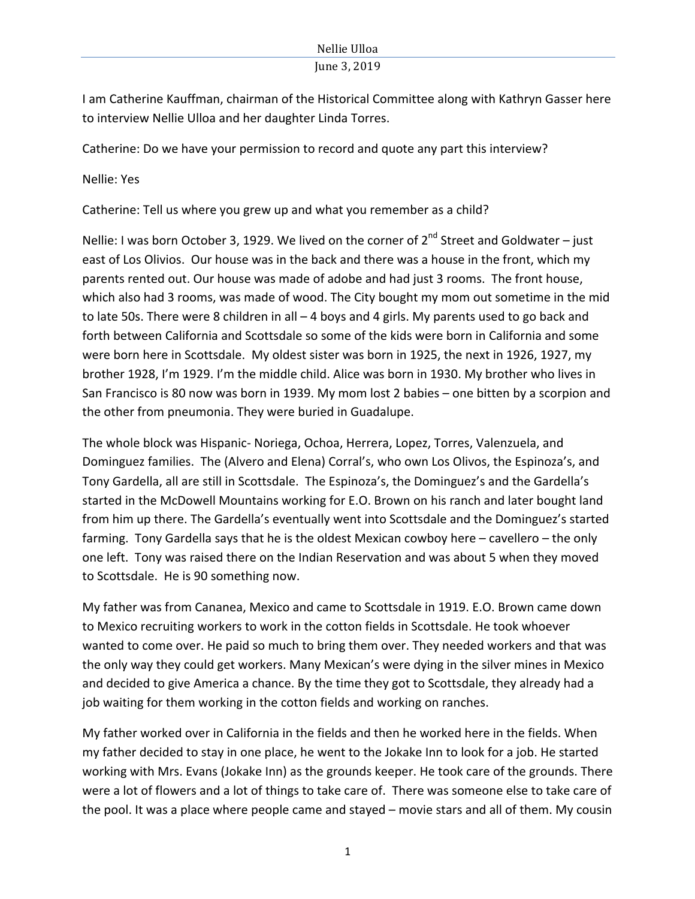I am Catherine Kauffman, chairman of the Historical Committee along with Kathryn Gasser here to interview Nellie Ulloa and her daughter Linda Torres.

Catherine: Do we have your permission to record and quote any part this interview?

Nellie: Yes

Catherine: Tell us where you grew up and what you remember as a child?

Nellie: I was born October 3, 1929. We lived on the corner of 2nd Street and Goldwater – just east of Los Olivios. Our house was in the back and there was a house in the front, which my parents rented out. Our house was made of adobe and had just 3 rooms. The front house, which also had 3 rooms, was made of wood. The City bought my mom out sometime in the mid to late 50s. There were 8 children in all – 4 boys and 4 girls. My parents used to go back and forth between California and Scottsdale so some of the kids were born in California and some were born here in Scottsdale. My oldest sister was born in 1925, the next in 1926, 1927, my brother 1928, I'm 1929. I'm the middle child. Alice was born in 1930. My brother who lives in San Francisco is 80 now was born in 1939. My mom lost 2 babies – one bitten by a scorpion and the other from pneumonia. They were buried in Guadalupe.

The whole block was Hispanic- Noriega, Ochoa, Herrera, Lopez, Torres, Valenzuela, and Dominguez families. The (Alvero and Elena) Corral's, who own Los Olivos, the Espinoza's, and Tony Gardella, all are still in Scottsdale. The Espinoza's, the Dominguez's and the Gardella's started in the McDowell Mountains working for E.O. Brown on his ranch and later bought land from him up there. The Gardella's eventually went into Scottsdale and the Dominguez's started farming. Tony Gardella says that he is the oldest Mexican cowboy here – cavellero – the only one left. Tony was raised there on the Indian Reservation and was about 5 when they moved to Scottsdale. He is 90 something now.

My father was from Cananea, Mexico and came to Scottsdale in 1919. E.O. Brown came down to Mexico recruiting workers to work in the cotton fields in Scottsdale. He took whoever wanted to come over. He paid so much to bring them over. They needed workers and that was the only way they could get workers. Many Mexican's were dying in the silver mines in Mexico and decided to give America a chance. By the time they got to Scottsdale, they already had a job waiting for them working in the cotton fields and working on ranches.

My father worked over in California in the fields and then he worked here in the fields. When my father decided to stay in one place, he went to the Jokake Inn to look for a job. He started working with Mrs. Evans (Jokake Inn) as the grounds keeper. He took care of the grounds. There were a lot of flowers and a lot of things to take care of. There was someone else to take care of the pool. It was a place where people came and stayed – movie stars and all of them. My cousin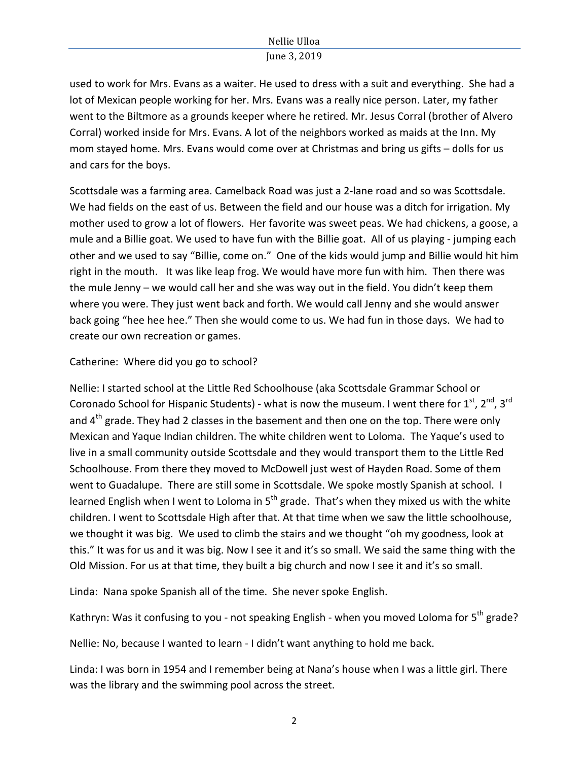used to work for Mrs. Evans as a waiter. He used to dress with a suit and everything. She had a lot of Mexican people working for her. Mrs. Evans was a really nice person. Later, my father went to the Biltmore as a grounds keeper where he retired. Mr. Jesus Corral (brother of Alvero Corral) worked inside for Mrs. Evans. A lot of the neighbors worked as maids at the Inn. My mom stayed home. Mrs. Evans would come over at Christmas and bring us gifts – dolls for us and cars for the boys.

Scottsdale was a farming area. Camelback Road was just a 2-lane road and so was Scottsdale. We had fields on the east of us. Between the field and our house was a ditch for irrigation. My mother used to grow a lot of flowers. Her favorite was sweet peas. We had chickens, a goose, a mule and a Billie goat. We used to have fun with the Billie goat. All of us playing - jumping each other and we used to say "Billie, come on." One of the kids would jump and Billie would hit him right in the mouth. It was like leap frog. We would have more fun with him. Then there was the mule Jenny – we would call her and she was way out in the field. You didn't keep them where you were. They just went back and forth. We would call Jenny and she would answer back going "hee hee hee." Then she would come to us. We had fun in those days. We had to create our own recreation or games.

Catherine: Where did you go to school?

Nellie: I started school at the Little Red Schoolhouse (aka Scottsdale Grammar School or Coronado School for Hispanic Students) - what is now the museum. I went there for 1st, 2nd, 3rd and 4th grade. They had 2 classes in the basement and then one on the top. There were only Mexican and Yaque Indian children. The white children went to Loloma. The Yaque's used to live in a small community outside Scottsdale and they would transport them to the Little Red Schoolhouse. From there they moved to McDowell just west of Hayden Road. Some of them went to Guadalupe. There are still some in Scottsdale. We spoke mostly Spanish at school. I learned English when I went to Loloma in 5th grade. That's when they mixed us with the white children. I went to Scottsdale High after that. At that time when we saw the little schoolhouse, we thought it was big. We used to climb the stairs and we thought "oh my goodness, look at this." It was for us and it was big. Now I see it and it's so small. We said the same thing with the Old Mission. For us at that time, they built a big church and now I see it and it's so small.

Linda: Nana spoke Spanish all of the time. She never spoke English.

Kathryn: Was it confusing to you - not speaking English - when you moved Loloma for 5th grade?

Nellie: No, because I wanted to learn - I didn't want anything to hold me back.

Linda: I was born in 1954 and I remember being at Nana's house when I was a little girl. There was the library and the swimming pool across the street.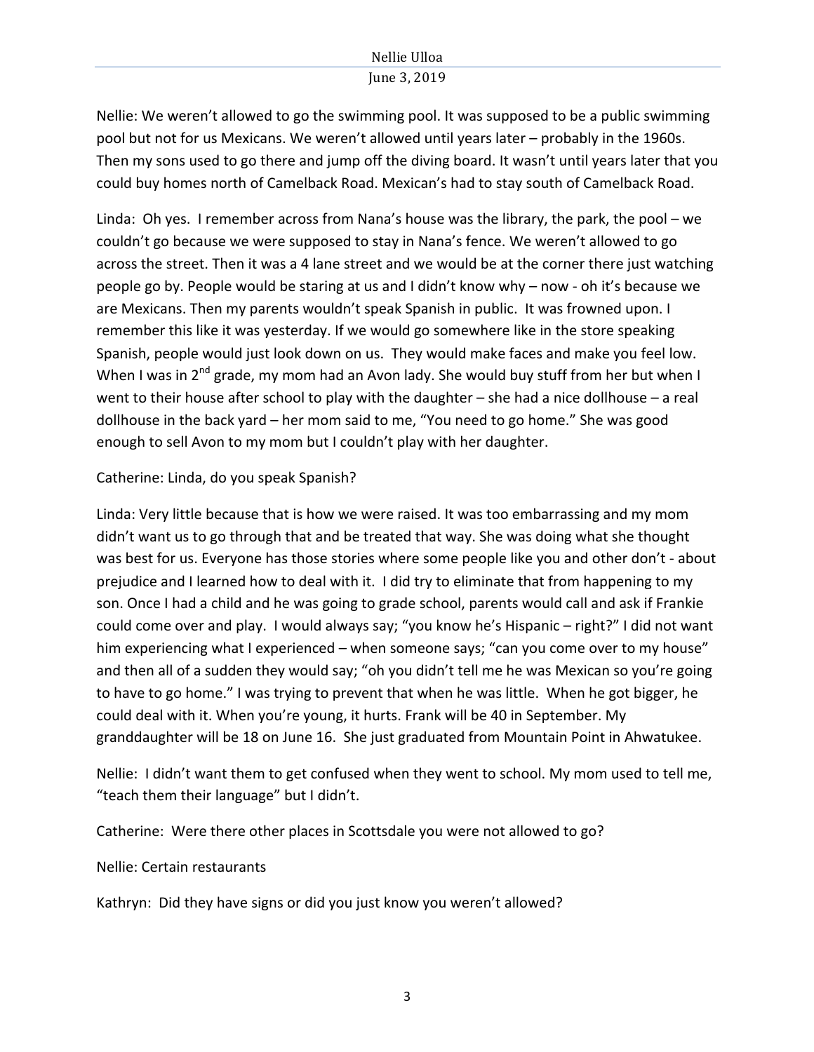Nellie: We weren't allowed to go the swimming pool. It was supposed to be a public swimming pool but not for us Mexicans. We weren't allowed until years later – probably in the 1960s. Then my sons used to go there and jump off the diving board. It wasn't until years later that you could buy homes north of Camelback Road. Mexican's had to stay south of Camelback Road.

Linda: Oh yes. I remember across from Nana's house was the library, the park, the pool – we couldn't go because we were supposed to stay in Nana's fence. We weren't allowed to go across the street. Then it was a 4 lane street and we would be at the corner there just watching people go by. People would be staring at us and I didn't know why – now - oh it's because we are Mexicans. Then my parents wouldn't speak Spanish in public. It was frowned upon. I remember this like it was yesterday. If we would go somewhere like in the store speaking Spanish, people would just look down on us. They would make faces and make you feel low. When I was in 2nd grade, my mom had an Avon lady. She would buy stuff from her but when I went to their house after school to play with the daughter – she had a nice dollhouse – a real dollhouse in the back yard – her mom said to me, "You need to go home." She was good enough to sell Avon to my mom but I couldn't play with her daughter.

Catherine: Linda, do you speak Spanish?

Linda: Very little because that is how we were raised. It was too embarrassing and my mom didn't want us to go through that and be treated that way. She was doing what she thought was best for us. Everyone has those stories where some people like you and other don't - about prejudice and I learned how to deal with it. I did try to eliminate that from happening to my son. Once I had a child and he was going to grade school, parents would call and ask if Frankie could come over and play. I would always say; "you know he's Hispanic – right?" I did not want him experiencing what I experienced – when someone says; "can you come over to my house" and then all of a sudden they would say; "oh you didn't tell me he was Mexican so you're going to have to go home." I was trying to prevent that when he was little. When he got bigger, he could deal with it. When you're young, it hurts. Frank will be 40 in September. My granddaughter will be 18 on June 16. She just graduated from Mountain Point in Ahwatukee.

Nellie: I didn't want them to get confused when they went to school. My mom used to tell me, "teach them their language" but I didn't.

Catherine: Were there other places in Scottsdale you were not allowed to go?

Nellie: Certain restaurants

Kathryn: Did they have signs or did you just know you weren't allowed?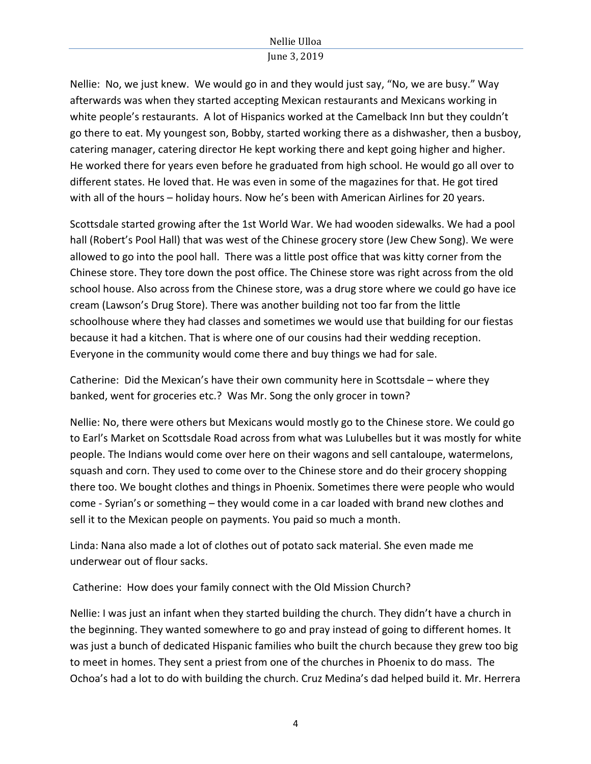Nellie: No, we just knew. We would go in and they would just say, "No, we are busy." Way afterwards was when they started accepting Mexican restaurants and Mexicans working in white people's restaurants. A lot of Hispanics worked at the Camelback Inn but they couldn't go there to eat. My youngest son, Bobby, started working there as a dishwasher, then a busboy, catering manager, catering director He kept working there and kept going higher and higher. He worked there for years even before he graduated from high school. He would go all over to different states. He loved that. He was even in some of the magazines for that. He got tired with all of the hours – holiday hours. Now he's been with American Airlines for 20 years.

Scottsdale started growing after the 1st World War. We had wooden sidewalks. We had a pool hall (Robert's Pool Hall) that was west of the Chinese grocery store (Jew Chew Song). We were allowed to go into the pool hall. There was a little post office that was kitty corner from the Chinese store. They tore down the post office. The Chinese store was right across from the old school house. Also across from the Chinese store, was a drug store where we could go have ice cream (Lawson's Drug Store). There was another building not too far from the little schoolhouse where they had classes and sometimes we would use that building for our fiestas because it had a kitchen. That is where one of our cousins had their wedding reception. Everyone in the community would come there and buy things we had for sale.

Catherine: Did the Mexican's have their own community here in Scottsdale – where they banked, went for groceries etc.? Was Mr. Song the only grocer in town?

Nellie: No, there were others but Mexicans would mostly go to the Chinese store. We could go to Earl's Market on Scottsdale Road across from what was Lulubelles but it was mostly for white people. The Indians would come over here on their wagons and sell cantaloupe, watermelons, squash and corn. They used to come over to the Chinese store and do their grocery shopping there too. We bought clothes and things in Phoenix. Sometimes there were people who would come - Syrian's or something – they would come in a car loaded with brand new clothes and sell it to the Mexican people on payments. You paid so much a month.

Linda: Nana also made a lot of clothes out of potato sack material. She even made me underwear out of flour sacks.

Catherine: How does your family connect with the Old Mission Church?

Nellie: I was just an infant when they started building the church. They didn't have a church in the beginning. They wanted somewhere to go and pray instead of going to different homes. It was just a bunch of dedicated Hispanic families who built the church because they grew too big to meet in homes. They sent a priest from one of the churches in Phoenix to do mass. The Ochoa's had a lot to do with building the church. Cruz Medina's dad helped build it. Mr. Herrera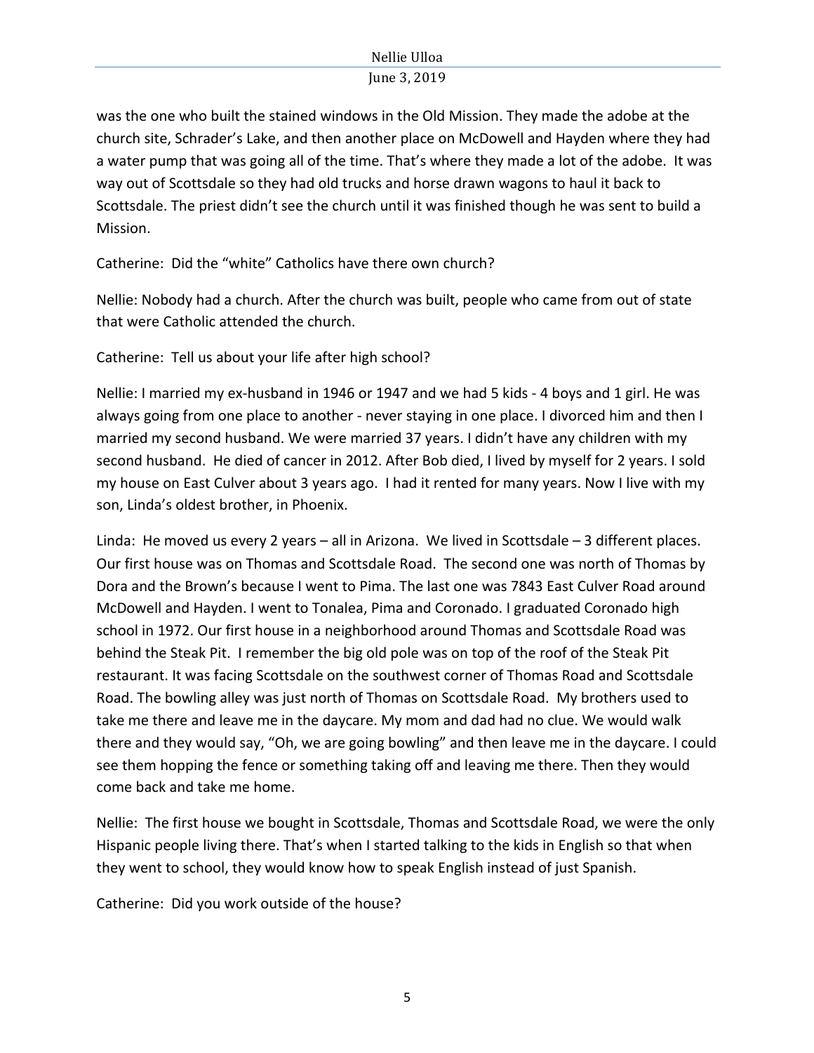was the one who built the stained windows in the Old Mission. They made the adobe at the church site, Schrader's Lake, and then another place on McDowell and Hayden where they had a water pump that was going all of the time. That's where they made a lot of the adobe. It was way out of Scottsdale so they had old trucks and horse drawn wagons to haul it back to Scottsdale. The priest didn't see the church until it was finished though he was sent to build a Mission.

Catherine: Did the "white" Catholics have there own church?

Nellie: Nobody had a church. After the church was built, people who came from out of state that were Catholic attended the church.

Catherine: Tell us about your life after high school?

Nellie: I married my ex-husband in 1946 or 1947 and we had 5 kids - 4 boys and 1 girl. He was always going from one place to another - never staying in one place. I divorced him and then I married my second husband. We were married 37 years. I didn't have any children with my second husband. He died of cancer in 2012. After Bob died, I lived by myself for 2 years. I sold my house on East Culver about 3 years ago. I had it rented for many years. Now I live with my son, Linda's oldest brother, in Phoenix.

Linda: He moved us every 2 years – all in Arizona. We lived in Scottsdale – 3 different places. Our first house was on Thomas and Scottsdale Road. The second one was north of Thomas by Dora and the Brown's because I went to Pima. The last one was 7843 East Culver Road around McDowell and Hayden. I went to Tonalea, Pima and Coronado. I graduated Coronado high school in 1972. Our first house in a neighborhood around Thomas and Scottsdale Road was behind the Steak Pit. I remember the big old pole was on top of the roof of the Steak Pit restaurant. It was facing Scottsdale on the southwest corner of Thomas Road and Scottsdale Road. The bowling alley was just north of Thomas on Scottsdale Road. My brothers used to take me there and leave me in the daycare. My mom and dad had no clue. We would walk there and they would say, "Oh, we are going bowling" and then leave me in the daycare. I could see them hopping the fence or something taking off and leaving me there. Then they would come back and take me home.

Nellie: The first house we bought in Scottsdale, Thomas and Scottsdale Road, we were the only Hispanic people living there. That's when I started talking to the kids in English so that when they went to school, they would know how to speak English instead of just Spanish.

Catherine: Did you work outside of the house?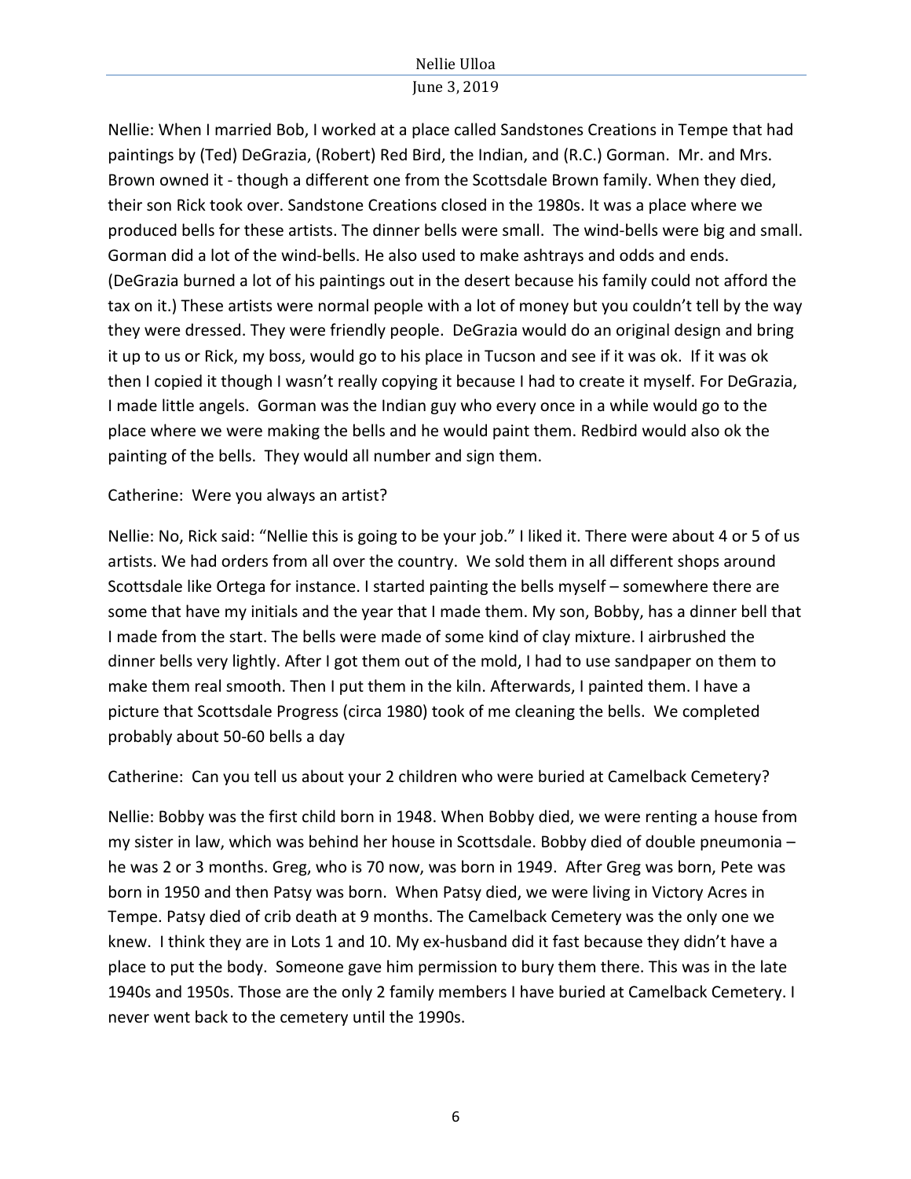Nellie: When I married Bob, I worked at a place called Sandstones Creations in Tempe that had paintings by (Ted) DeGrazia, (Robert) Red Bird, the Indian, and (R.C.) Gorman. Mr. and Mrs. Brown owned it - though a different one from the Scottsdale Brown family. When they died, their son Rick took over. Sandstone Creations closed in the 1980s. It was a place where we produced bells for these artists. The dinner bells were small. The wind-bells were big and small. Gorman did a lot of the wind-bells. He also used to make ashtrays and odds and ends. (DeGrazia burned a lot of his paintings out in the desert because his family could not afford the tax on it.) These artists were normal people with a lot of money but you couldn't tell by the way they were dressed. They were friendly people. DeGrazia would do an original design and bring it up to us or Rick, my boss, would go to his place in Tucson and see if it was ok. If it was ok then I copied it though I wasn't really copying it because I had to create it myself. For DeGrazia, I made little angels. Gorman was the Indian guy who every once in a while would go to the place where we were making the bells and he would paint them. Redbird would also ok the painting of the bells. They would all number and sign them.

Catherine: Were you always an artist?

Nellie: No, Rick said: "Nellie this is going to be your job." I liked it. There were about 4 or 5 of us artists. We had orders from all over the country. We sold them in all different shops around Scottsdale like Ortega for instance. I started painting the bells myself – somewhere there are some that have my initials and the year that I made them. My son, Bobby, has a dinner bell that I made from the start. The bells were made of some kind of clay mixture. I airbrushed the dinner bells very lightly. After I got them out of the mold, I had to use sandpaper on them to make them real smooth. Then I put them in the kiln. Afterwards, I painted them. I have a picture that Scottsdale Progress (circa 1980) took of me cleaning the bells. We completed probably about 50-60 bells a day

Catherine: Can you tell us about your 2 children who were buried at Camelback Cemetery?

Nellie: Bobby was the first child born in 1948. When Bobby died, we were renting a house from my sister in law, which was behind her house in Scottsdale. Bobby died of double pneumonia – he was 2 or 3 months. Greg, who is 70 now, was born in 1949. After Greg was born, Pete was born in 1950 and then Patsy was born. When Patsy died, we were living in Victory Acres in Tempe. Patsy died of crib death at 9 months. The Camelback Cemetery was the only one we knew. I think they are in Lots 1 and 10. My ex-husband did it fast because they didn't have a place to put the body. Someone gave him permission to bury them there. This was in the late 1940s and 1950s. Those are the only 2 family members I have buried at Camelback Cemetery. I never went back to the cemetery until the 1990s.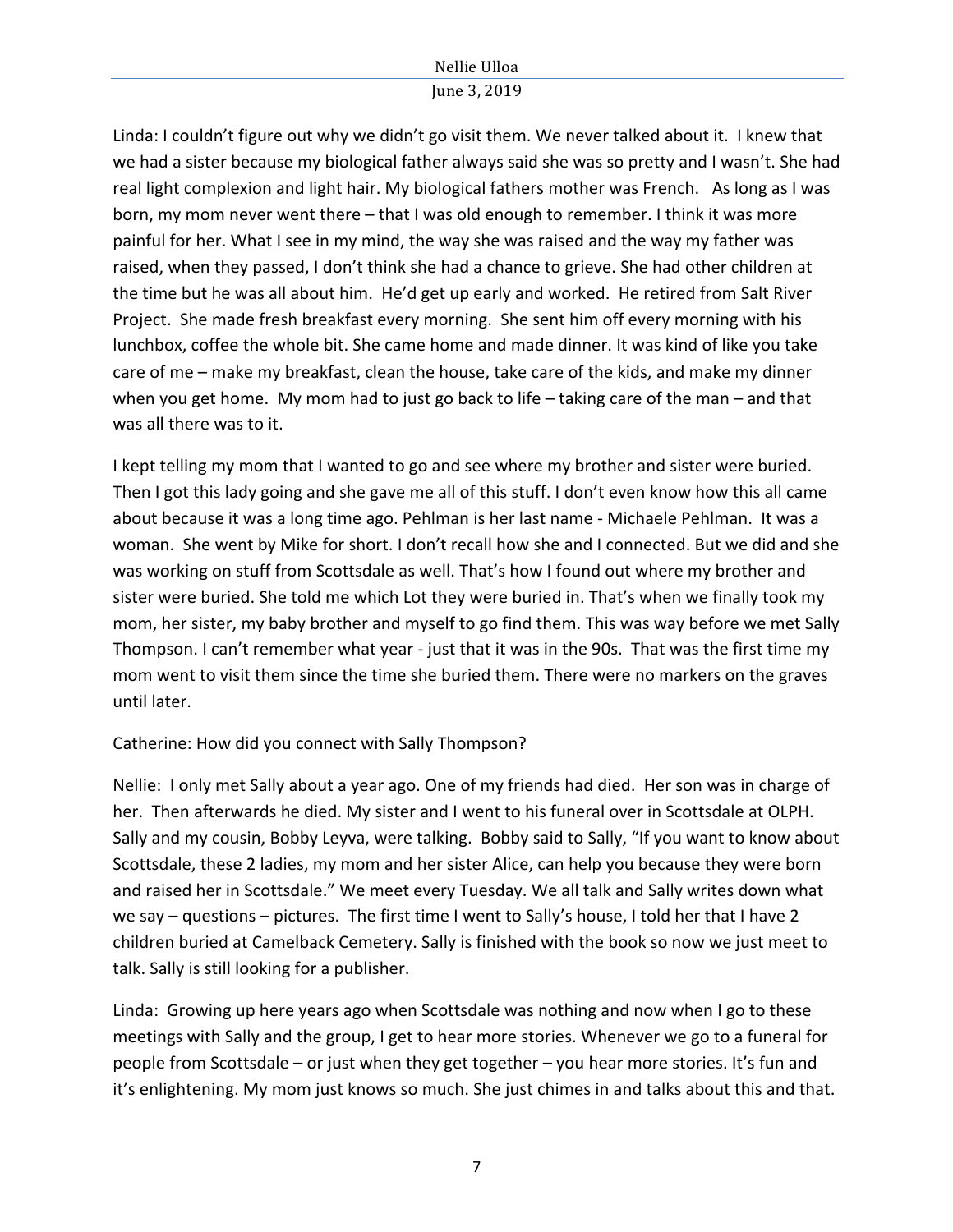Linda: I couldn't figure out why we didn't go visit them. We never talked about it. I knew that we had a sister because my biological father always said she was so pretty and I wasn't. She had real light complexion and light hair. My biological fathers mother was French. As long as I was born, my mom never went there – that I was old enough to remember. I think it was more painful for her. What I see in my mind, the way she was raised and the way my father was raised, when they passed, I don't think she had a chance to grieve. She had other children at the time but he was all about him. He'd get up early and worked. He retired from Salt River Project. She made fresh breakfast every morning. She sent him off every morning with his lunchbox, coffee the whole bit. She came home and made dinner. It was kind of like you take care of me – make my breakfast, clean the house, take care of the kids, and make my dinner when you get home. My mom had to just go back to life – taking care of the man – and that was all there was to it.

I kept telling my mom that I wanted to go and see where my brother and sister were buried. Then I got this lady going and she gave me all of this stuff. I don't even know how this all came about because it was a long time ago. Pehlman is her last name - Michaele Pehlman. It was a woman. She went by Mike for short. I don't recall how she and I connected. But we did and she was working on stuff from Scottsdale as well. That's how I found out where my brother and sister were buried. She told me which Lot they were buried in. That's when we finally took my mom, her sister, my baby brother and myself to go find them. This was way before we met Sally Thompson. I can't remember what year - just that it was in the 90s. That was the first time my mom went to visit them since the time she buried them. There were no markers on the graves until later.

Catherine: How did you connect with Sally Thompson?

Nellie: I only met Sally about a year ago. One of my friends had died. Her son was in charge of her. Then afterwards he died. My sister and I went to his funeral over in Scottsdale at OLPH. Sally and my cousin, Bobby Leyva, were talking. Bobby said to Sally, "If you want to know about Scottsdale, these 2 ladies, my mom and her sister Alice, can help you because they were born and raised her in Scottsdale." We meet every Tuesday. We all talk and Sally writes down what we say – questions – pictures. The first time I went to Sally's house, I told her that I have 2 children buried at Camelback Cemetery. Sally is finished with the book so now we just meet to talk. Sally is still looking for a publisher.

Linda: Growing up here years ago when Scottsdale was nothing and now when I go to these meetings with Sally and the group, I get to hear more stories. Whenever we go to a funeral for people from Scottsdale – or just when they get together – you hear more stories. It's fun and it's enlightening. My mom just knows so much. She just chimes in and talks about this and that.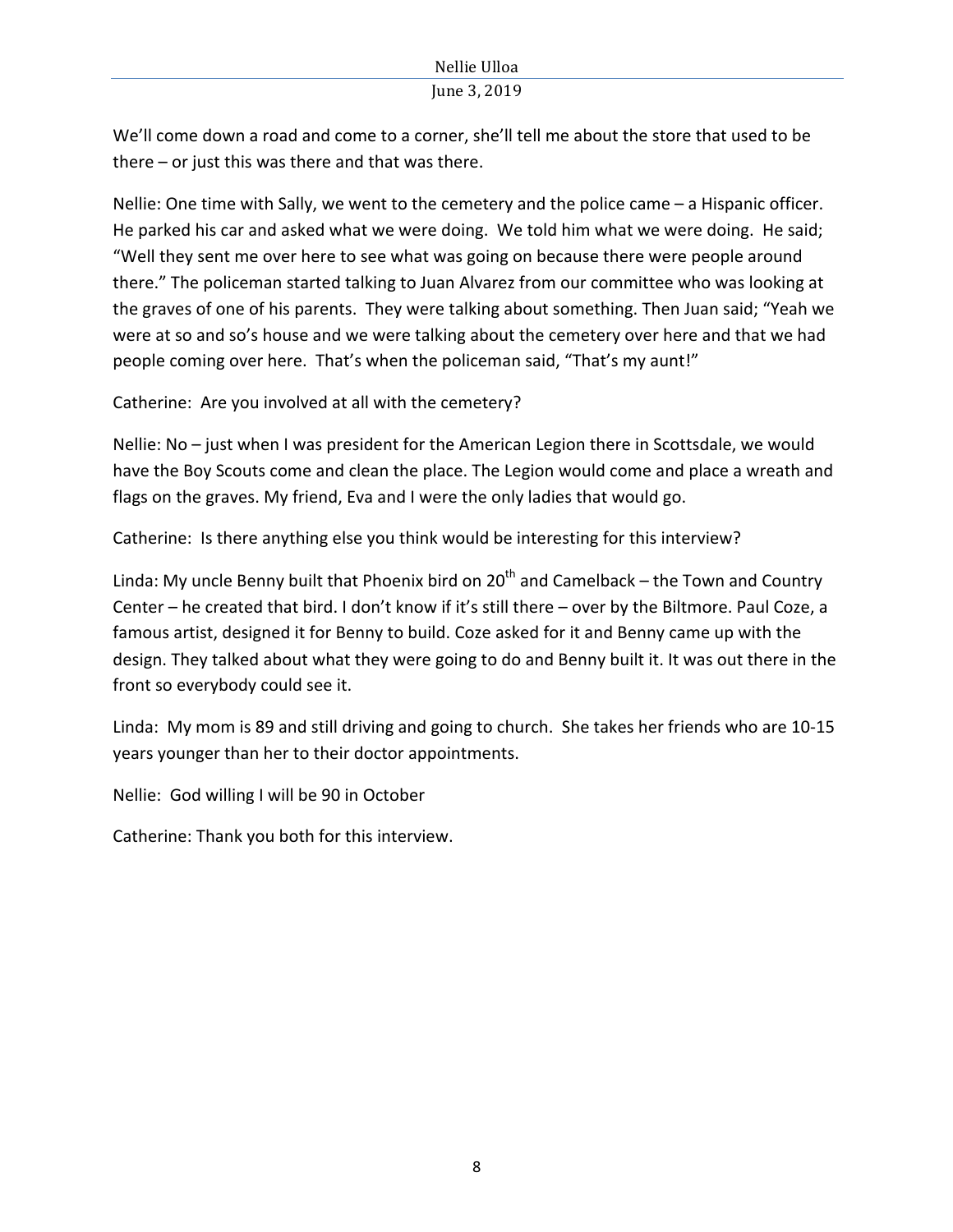We'll come down a road and come to a corner, she'll tell me about the store that used to be there – or just this was there and that was there.

Nellie: One time with Sally, we went to the cemetery and the police came – a Hispanic officer. He parked his car and asked what we were doing. We told him what we were doing. He said; "Well they sent me over here to see what was going on because there were people around there." The policeman started talking to Juan Alvarez from our committee who was looking at the graves of one of his parents. They were talking about something. Then Juan said; "Yeah we were at so and so's house and we were talking about the cemetery over here and that we had people coming over here. That's when the policeman said, "That's my aunt!"

Catherine: Are you involved at all with the cemetery?

Nellie: No – just when I was president for the American Legion there in Scottsdale, we would have the Boy Scouts come and clean the place. The Legion would come and place a wreath and flags on the graves. My friend, Eva and I were the only ladies that would go.

Catherine: Is there anything else you think would be interesting for this interview?

Linda: My uncle Benny built that Phoenix bird on 20th and Camelback – the Town and Country Center – he created that bird. I don't know if it's still there – over by the Biltmore. Paul Coze, a famous artist, designed it for Benny to build. Coze asked for it and Benny came up with the design. They talked about what they were going to do and Benny built it. It was out there in the front so everybody could see it.

Linda: My mom is 89 and still driving and going to church. She takes her friends who are 10-15 years younger than her to their doctor appointments.

Nellie: God willing I will be 90 in October

Catherine: Thank you both for this interview.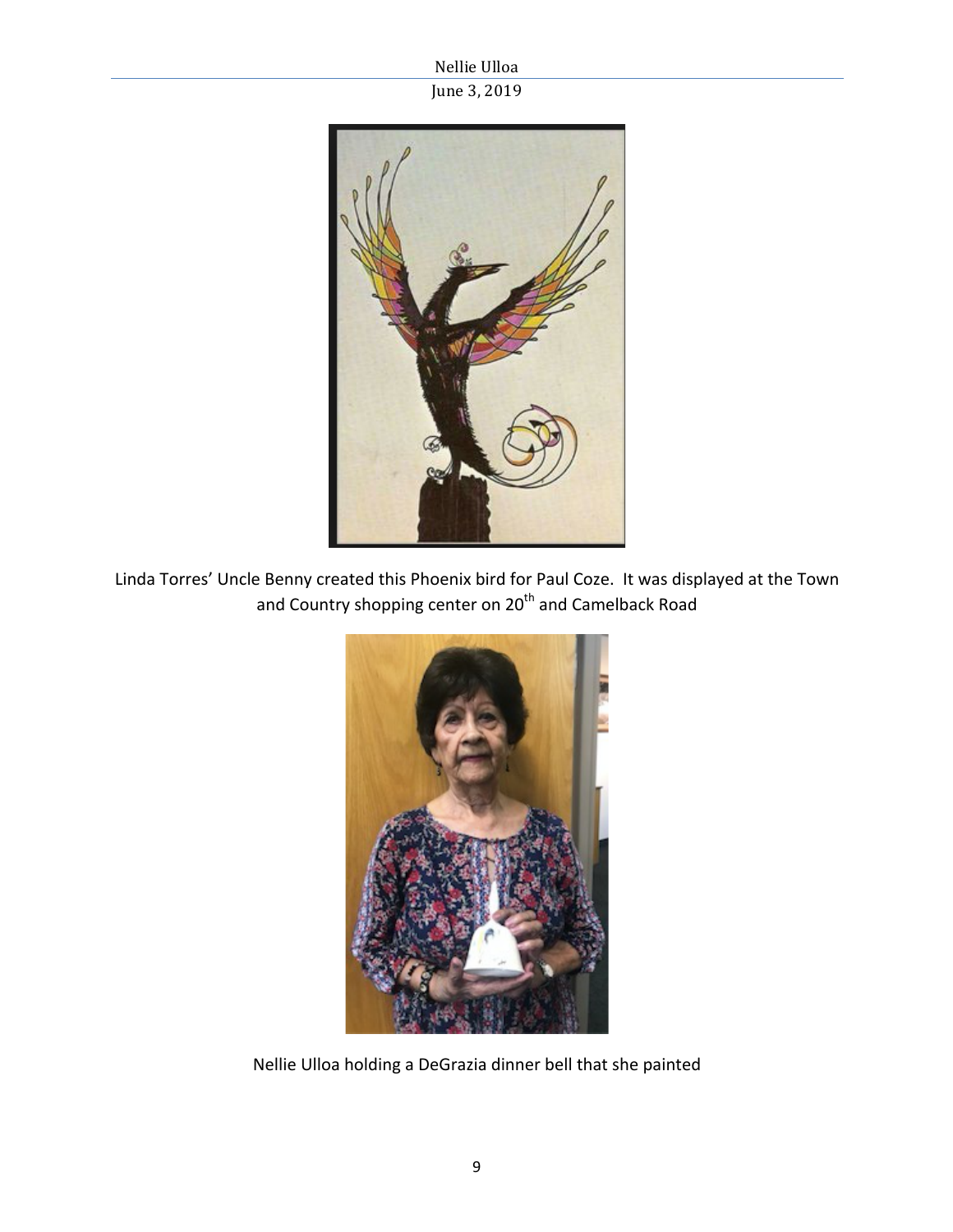Linda Torres' Uncle Benny created this Phoenix bird for Paul Coze. It was displayed at the Town and Country shopping center on 20th and Camelback Road

Nellie Ulloa holding a DeGrazia dinner bell that she painted